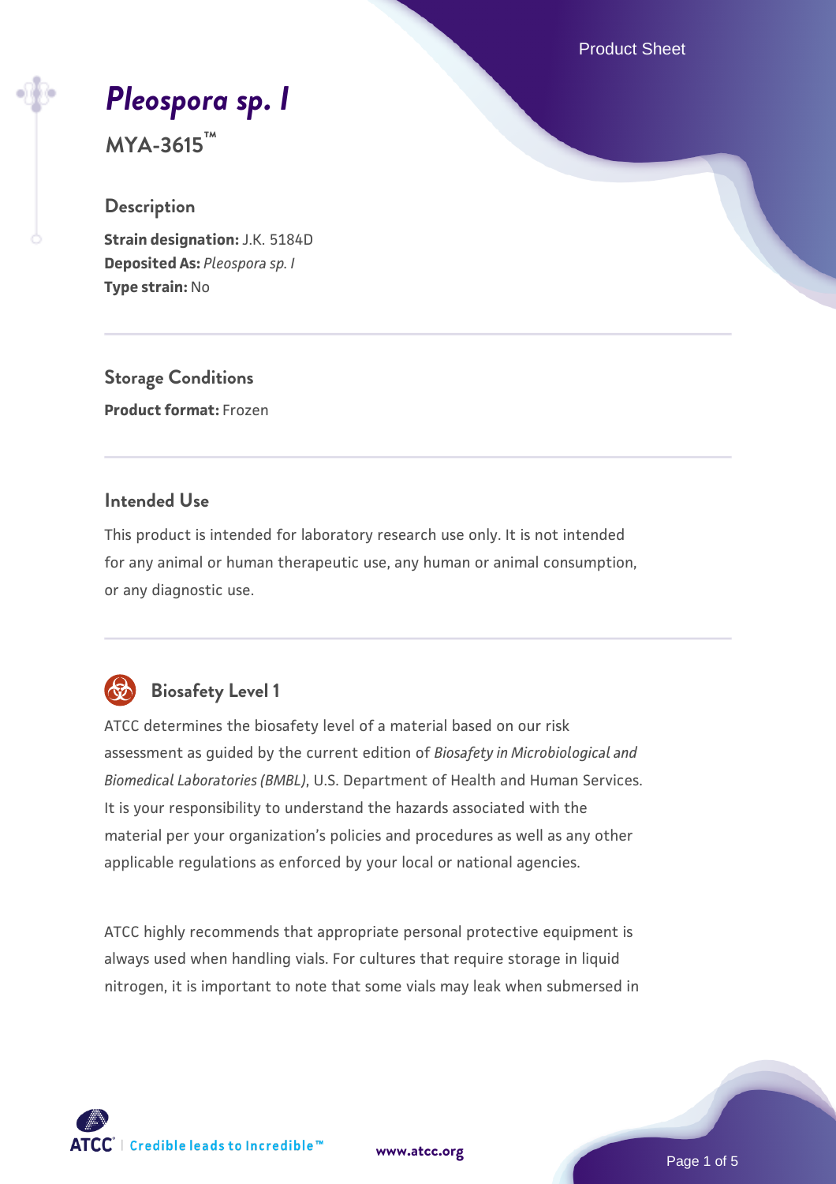# *Pleospora sp. I*

**MYA-3615™**

## Description

**Strain designation:** J.K. 5184D
**Deposited As:** *Pleospora sp. I*
**Type strain:** No

## Storage Conditions

**Product format:** Frozen

## Intended Use

This product is intended for laboratory research use only. It is not intended for any animal or human therapeutic use, any human or animal consumption, or any diagnostic use.

## Biosafety Level 1

ATCC determines the biosafety level of a material based on our risk assessment as guided by the current edition of *Biosafety in Microbiological and Biomedical Laboratories (BMBL)*, U.S. Department of Health and Human Services. It is your responsibility to understand the hazards associated with the material per your organization's policies and procedures as well as any other applicable regulations as enforced by your local or national agencies.

ATCC highly recommends that appropriate personal protective equipment is always used when handling vials. For cultures that require storage in liquid nitrogen, it is important to note that some vials may leak when submersed in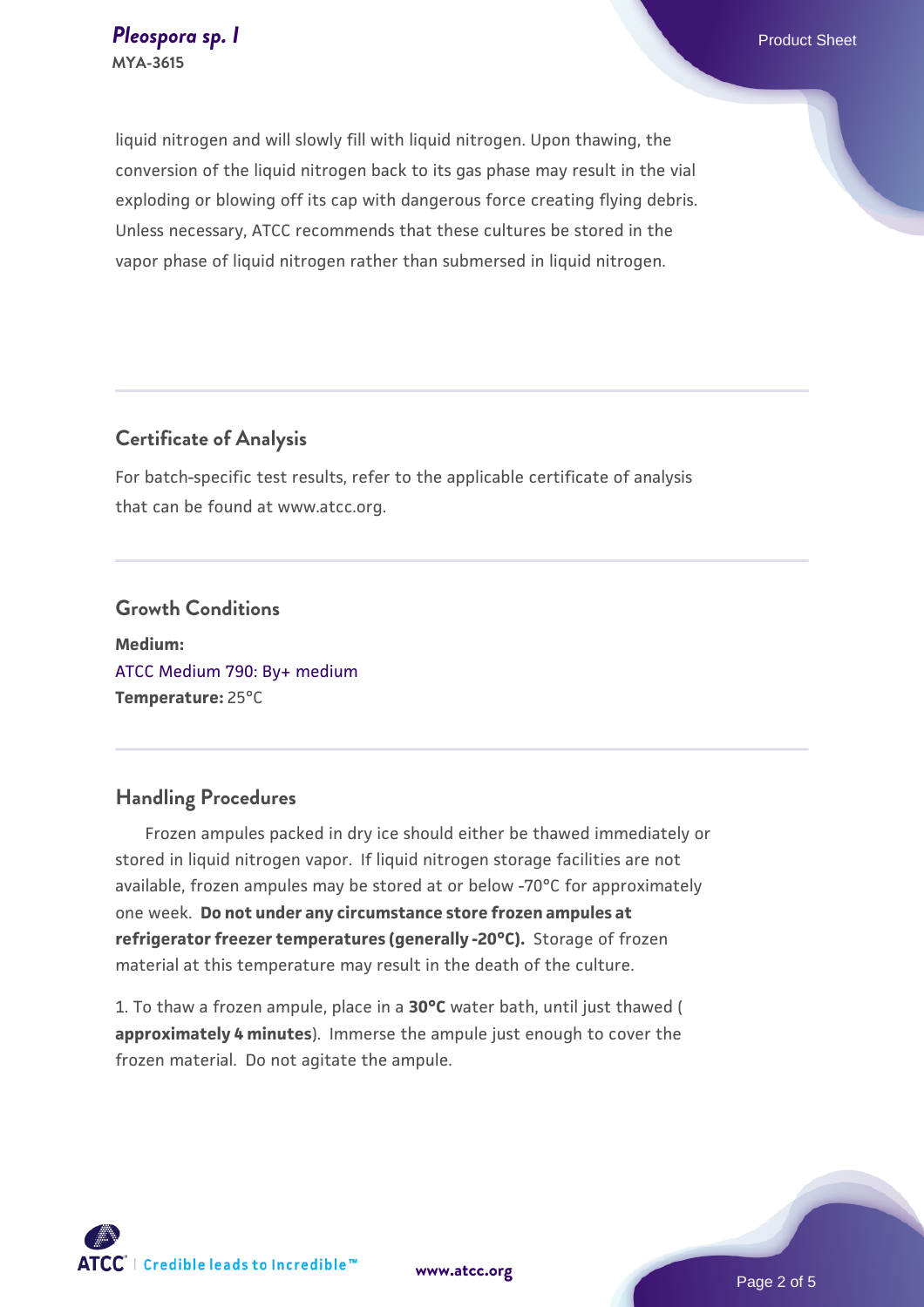liquid nitrogen and will slowly fill with liquid nitrogen. Upon thawing, the conversion of the liquid nitrogen back to its gas phase may result in the vial exploding or blowing off its cap with dangerous force creating flying debris. Unless necessary, ATCC recommends that these cultures be stored in the vapor phase of liquid nitrogen rather than submersed in liquid nitrogen.

## Certificate of Analysis

For batch-specific test results, refer to the applicable certificate of analysis that can be found at www.atcc.org.

## Growth Conditions

**Medium:**
ATCC Medium 790: By+ medium
**Temperature:** 25°C

## Handling Procedures

Frozen ampules packed in dry ice should either be thawed immediately or stored in liquid nitrogen vapor. If liquid nitrogen storage facilities are not available, frozen ampules may be stored at or below -70°C for approximately one week. **Do not under any circumstance store frozen ampules at refrigerator freezer temperatures (generally -20°C).** Storage of frozen material at this temperature may result in the death of the culture.

1. To thaw a frozen ampule, place in a **30°C** water bath, until just thawed ( **approximately 4 minutes**). Immerse the ampule just enough to cover the frozen material. Do not agitate the ampule.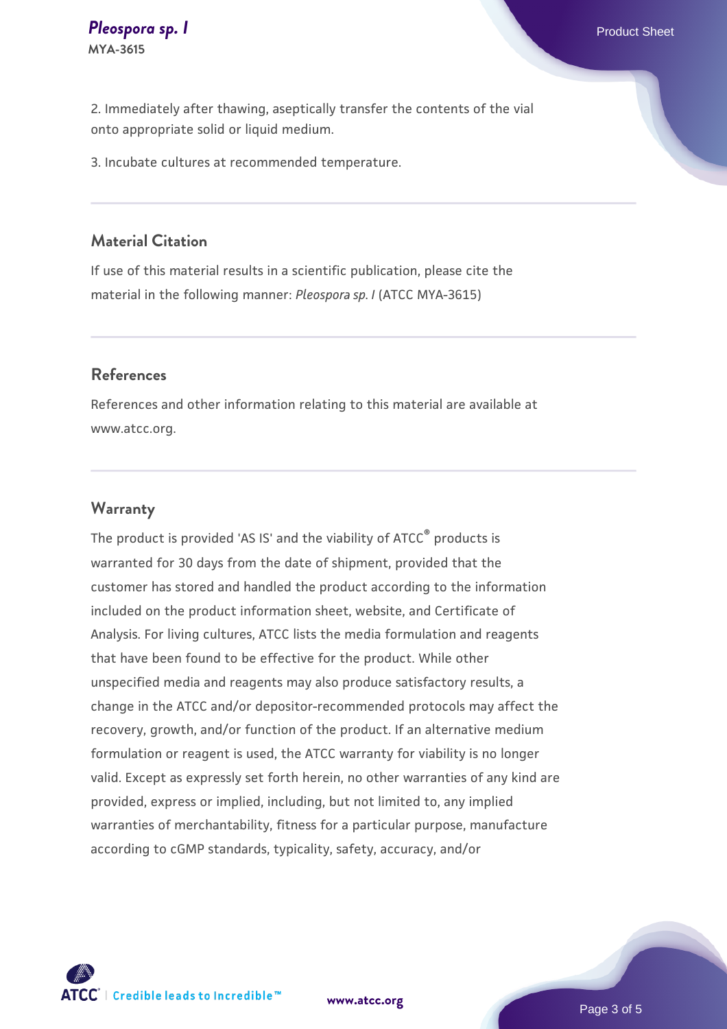2. Immediately after thawing, aseptically transfer the contents of the vial onto appropriate solid or liquid medium.

3. Incubate cultures at recommended temperature.

## Material Citation

If use of this material results in a scientific publication, please cite the material in the following manner: *Pleospora sp. I* (ATCC MYA-3615)

## References

References and other information relating to this material are available at www.atcc.org.

## Warranty

The product is provided 'AS IS' and the viability of ATCC® products is warranted for 30 days from the date of shipment, provided that the customer has stored and handled the product according to the information included on the product information sheet, website, and Certificate of Analysis. For living cultures, ATCC lists the media formulation and reagents that have been found to be effective for the product. While other unspecified media and reagents may also produce satisfactory results, a change in the ATCC and/or depositor-recommended protocols may affect the recovery, growth, and/or function of the product. If an alternative medium formulation or reagent is used, the ATCC warranty for viability is no longer valid. Except as expressly set forth herein, no other warranties of any kind are provided, express or implied, including, but not limited to, any implied warranties of merchantability, fitness for a particular purpose, manufacture according to cGMP standards, typicality, safety, accuracy, and/or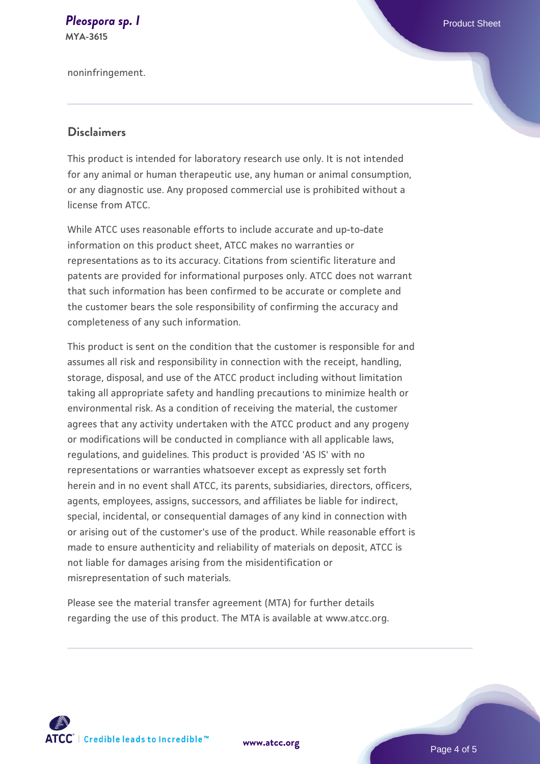noninfringement.

## Disclaimers

This product is intended for laboratory research use only. It is not intended for any animal or human therapeutic use, any human or animal consumption, or any diagnostic use. Any proposed commercial use is prohibited without a license from ATCC.

While ATCC uses reasonable efforts to include accurate and up-to-date information on this product sheet, ATCC makes no warranties or representations as to its accuracy. Citations from scientific literature and patents are provided for informational purposes only. ATCC does not warrant that such information has been confirmed to be accurate or complete and the customer bears the sole responsibility of confirming the accuracy and completeness of any such information.

This product is sent on the condition that the customer is responsible for and assumes all risk and responsibility in connection with the receipt, handling, storage, disposal, and use of the ATCC product including without limitation taking all appropriate safety and handling precautions to minimize health or environmental risk. As a condition of receiving the material, the customer agrees that any activity undertaken with the ATCC product and any progeny or modifications will be conducted in compliance with all applicable laws, regulations, and guidelines. This product is provided 'AS IS' with no representations or warranties whatsoever except as expressly set forth herein and in no event shall ATCC, its parents, subsidiaries, directors, officers, agents, employees, assigns, successors, and affiliates be liable for indirect, special, incidental, or consequential damages of any kind in connection with or arising out of the customer's use of the product. While reasonable effort is made to ensure authenticity and reliability of materials on deposit, ATCC is not liable for damages arising from the misidentification or misrepresentation of such materials.

Please see the material transfer agreement (MTA) for further details regarding the use of this product. The MTA is available at www.atcc.org.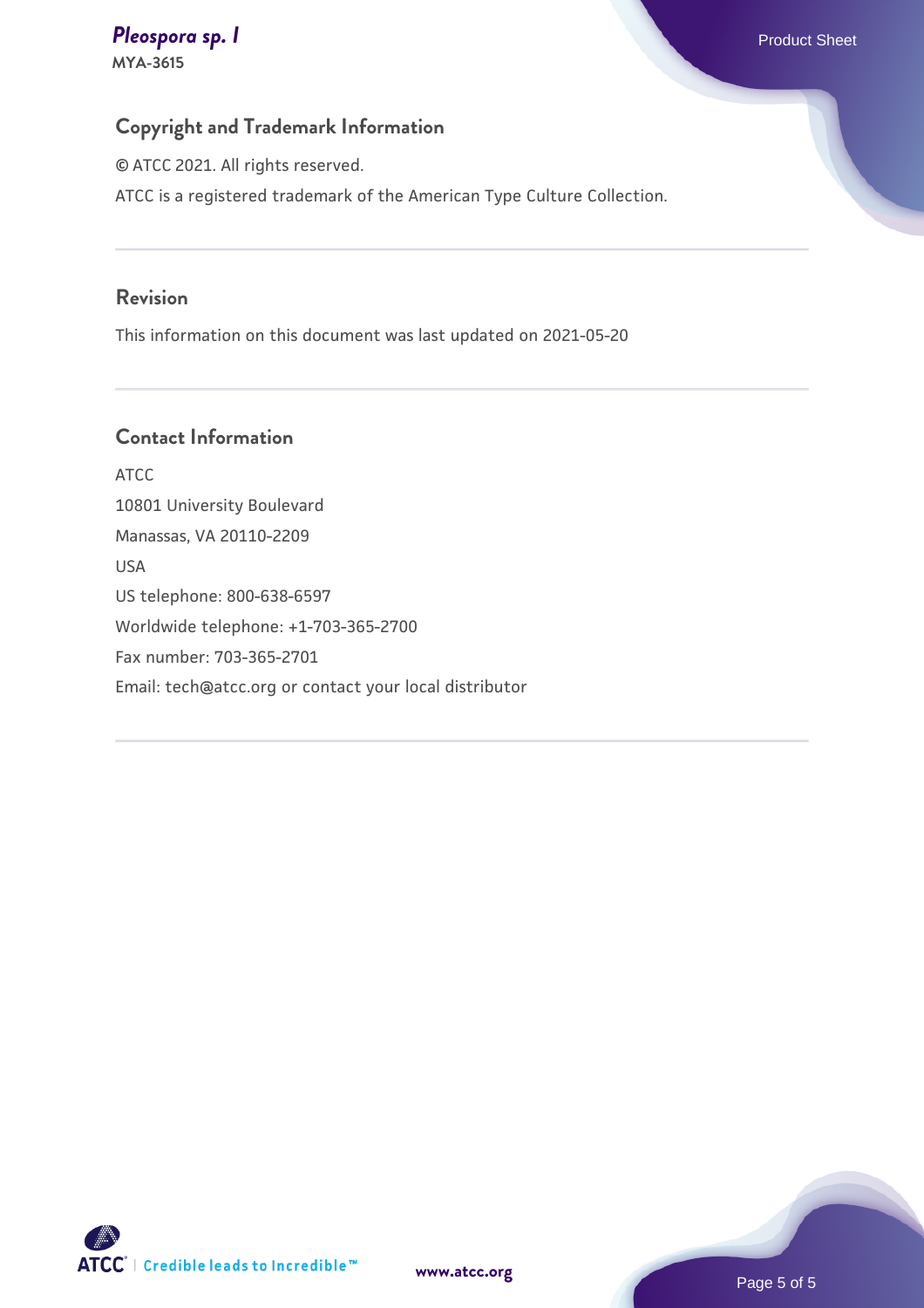## Copyright and Trademark Information

© ATCC 2021. All rights reserved.

ATCC is a registered trademark of the American Type Culture Collection.

## Revision

This information on this document was last updated on 2021-05-20

## Contact Information

ATCC
10801 University Boulevard
Manassas, VA 20110-2209
USA
US telephone: 800-638-6597
Worldwide telephone: +1-703-365-2700
Fax number: 703-365-2701
Email: tech@atcc.org or contact your local distributor